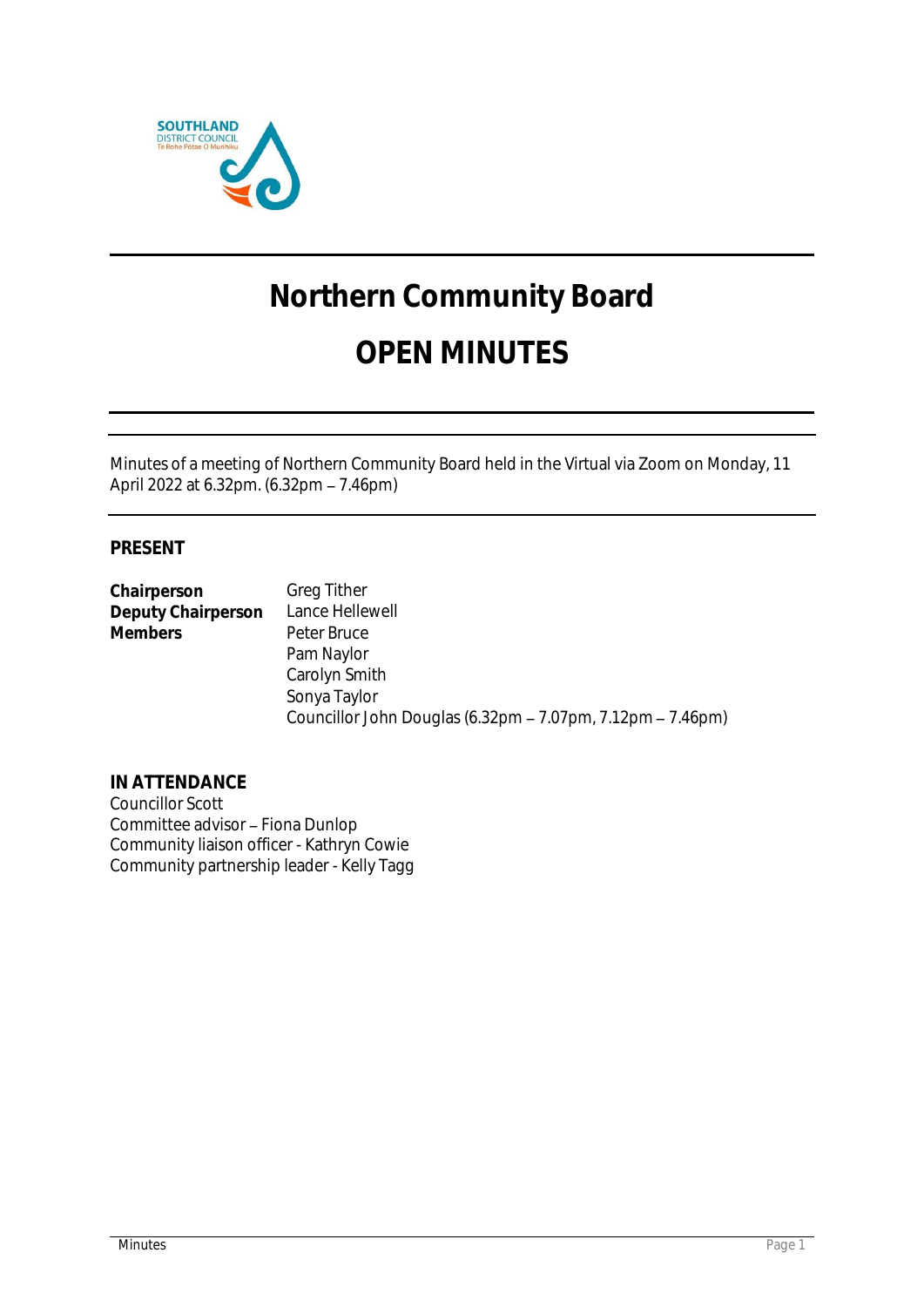# Northern Community Board

# OPEN MINUTES

Minutes of a meeting of Northern Community Board held in the Virtual via Zoom on Monday, 11 April 2022 at 6.32pm. (6.32pm – 7.46pm)

## PRESENT

| | |
|---|---|
| **Chairperson** | Greg Tither |
| **Deputy Chairperson** | Lance Hellewell |
| **Members** | Peter Bruce |
| | Pam Naylor |
| | Carolyn Smith |
| | Sonya Taylor |
| | Councillor John Douglas (6.32pm – 7.07pm, 7.12pm – 7.46pm) |

## IN ATTENDANCE

Councillor Scott
Committee advisor – Fiona Dunlop
Community liaison officer - Kathryn Cowie
Community partnership leader - Kelly Tagg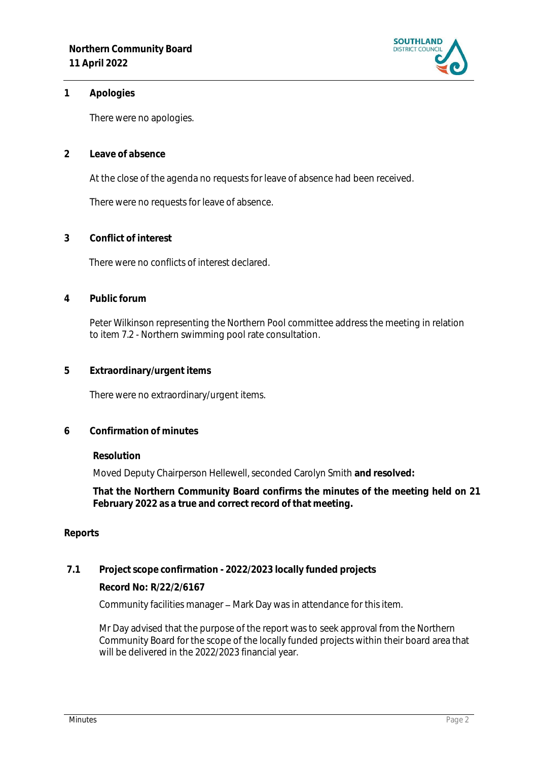## 1 Apologies

There were no apologies.

## 2 Leave of absence

At the close of the agenda no requests for leave of absence had been received.

There were no requests for leave of absence.

## 3 Conflict of interest

There were no conflicts of interest declared.

## 4 Public forum

Peter Wilkinson representing the Northern Pool committee address the meeting in relation to item 7.2 - Northern swimming pool rate consultation.

## 5 Extraordinary/urgent items

There were no extraordinary/urgent items.

## 6 Confirmation of minutes

**Resolution**

Moved Deputy Chairperson Hellewell, seconded Carolyn Smith **and resolved:**

**That the Northern Community Board confirms the minutes of the meeting held on 21 February 2022 as a true and correct record of that meeting.**

**Reports**

### 7.1 Project scope confirmation - 2022/2023 locally funded projects

**Record No: R/22/2/6167**

Community facilities manager – Mark Day was in attendance for this item.

Mr Day advised that the purpose of the report was to seek approval from the Northern Community Board for the scope of the locally funded projects within their board area that will be delivered in the 2022/2023 financial year.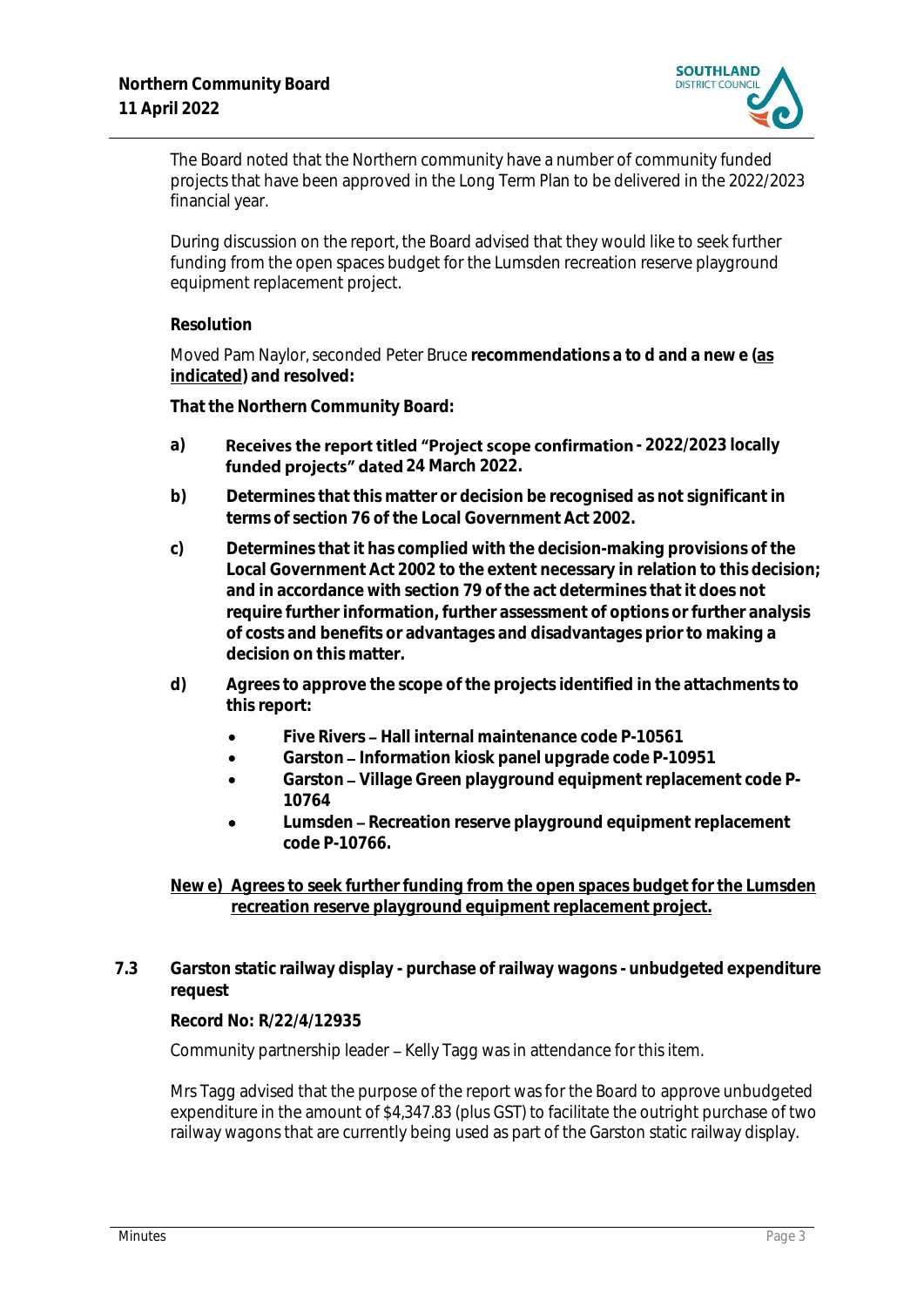The Board noted that the Northern community have a number of community funded projects that have been approved in the Long Term Plan to be delivered in the 2022/2023 financial year.

During discussion on the report, the Board advised that they would like to seek further funding from the open spaces budget for the Lumsden recreation reserve playground equipment replacement project.

**Resolution**

Moved Pam Naylor, seconded Peter Bruce **recommendations a to d and a new e (<u>as indicated</u>) and resolved:**

**That the Northern Community Board:**

**a)** **Receives the report titled "Project scope confirmation - 2022/2023 locally funded projects" dated 24 March 2022.**

**b)** **Determines that this matter or decision be recognised as not significant in terms of section 76 of the Local Government Act 2002.**

**c)** **Determines that it has complied with the decision-making provisions of the Local Government Act 2002 to the extent necessary in relation to this decision; and in accordance with section 79 of the act determines that it does not require further information, further assessment of options or further analysis of costs and benefits or advantages and disadvantages prior to making a decision on this matter.**

**d)** **Agrees to approve the scope of the projects identified in the attachments to this report:**

- **Five Rivers – Hall internal maintenance code P-10561**
- **Garston – Information kiosk panel upgrade code P-10951**
- **Garston – Village Green playground equipment replacement code P-10764**
- **Lumsden – Recreation reserve playground equipment replacement code P-10766.**

**<u>New e) Agrees to seek further funding from the open spaces budget for the Lumsden recreation reserve playground equipment replacement project.</u>**

### 7.3 Garston static railway display - purchase of railway wagons - unbudgeted expenditure request

**Record No: R/22/4/12935**

Community partnership leader – Kelly Tagg was in attendance for this item.

Mrs Tagg advised that the purpose of the report was for the Board to approve unbudgeted expenditure in the amount of $4,347.83 (plus GST) to facilitate the outright purchase of two railway wagons that are currently being used as part of the Garston static railway display.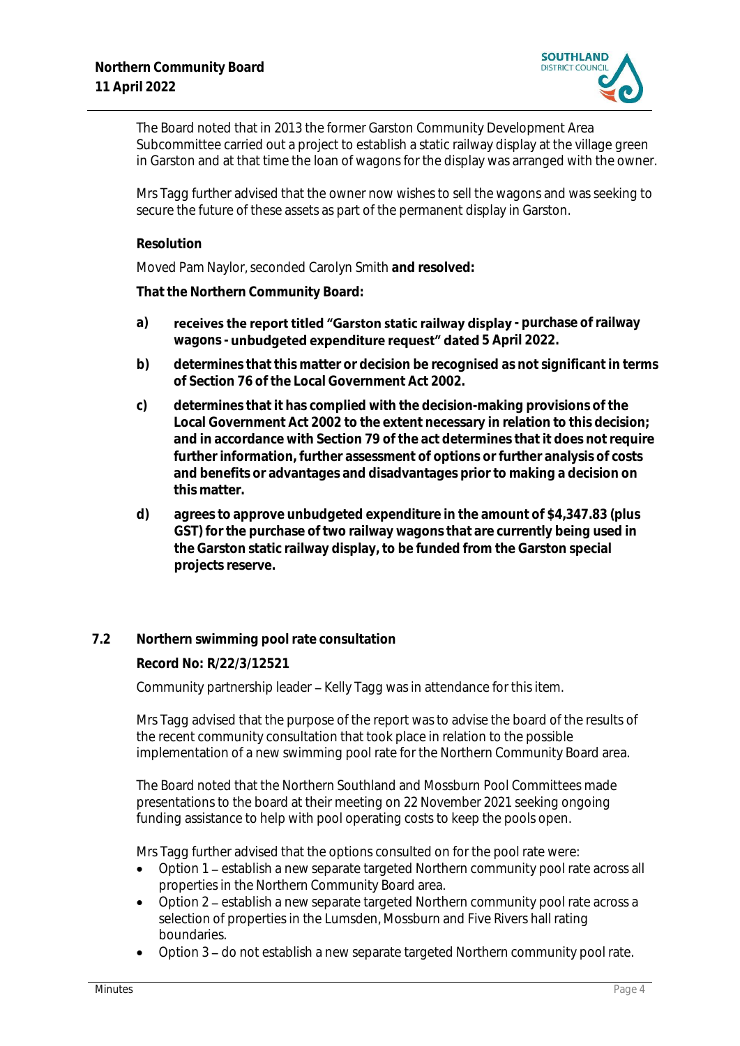The Board noted that in 2013 the former Garston Community Development Area Subcommittee carried out a project to establish a static railway display at the village green in Garston and at that time the loan of wagons for the display was arranged with the owner.

Mrs Tagg further advised that the owner now wishes to sell the wagons and was seeking to secure the future of these assets as part of the permanent display in Garston.

**Resolution**

Moved Pam Naylor, seconded Carolyn Smith **and resolved:**

**That the Northern Community Board:**

**a)** **receives the report titled "Garston static railway display - purchase of railway wagons - unbudgeted expenditure request" dated 5 April 2022.**

**b)** **determines that this matter or decision be recognised as not significant in terms of Section 76 of the Local Government Act 2002.**

**c)** **determines that it has complied with the decision-making provisions of the Local Government Act 2002 to the extent necessary in relation to this decision; and in accordance with Section 79 of the act determines that it does not require further information, further assessment of options or further analysis of costs and benefits or advantages and disadvantages prior to making a decision on this matter.**

**d)** **agrees to approve unbudgeted expenditure in the amount of $4,347.83 (plus GST) for the purchase of two railway wagons that are currently being used in the Garston static railway display, to be funded from the Garston special projects reserve.**

## 7.2 Northern swimming pool rate consultation

**Record No: R/22/3/12521**

Community partnership leader – Kelly Tagg was in attendance for this item.

Mrs Tagg advised that the purpose of the report was to advise the board of the results of the recent community consultation that took place in relation to the possible implementation of a new swimming pool rate for the Northern Community Board area.

The Board noted that the Northern Southland and Mossburn Pool Committees made presentations to the board at their meeting on 22 November 2021 seeking ongoing funding assistance to help with pool operating costs to keep the pools open.

Mrs Tagg further advised that the options consulted on for the pool rate were:

- Option 1 – establish a new separate targeted Northern community pool rate across all properties in the Northern Community Board area.
- Option 2 – establish a new separate targeted Northern community pool rate across a selection of properties in the Lumsden, Mossburn and Five Rivers hall rating boundaries.
- Option 3 – do not establish a new separate targeted Northern community pool rate.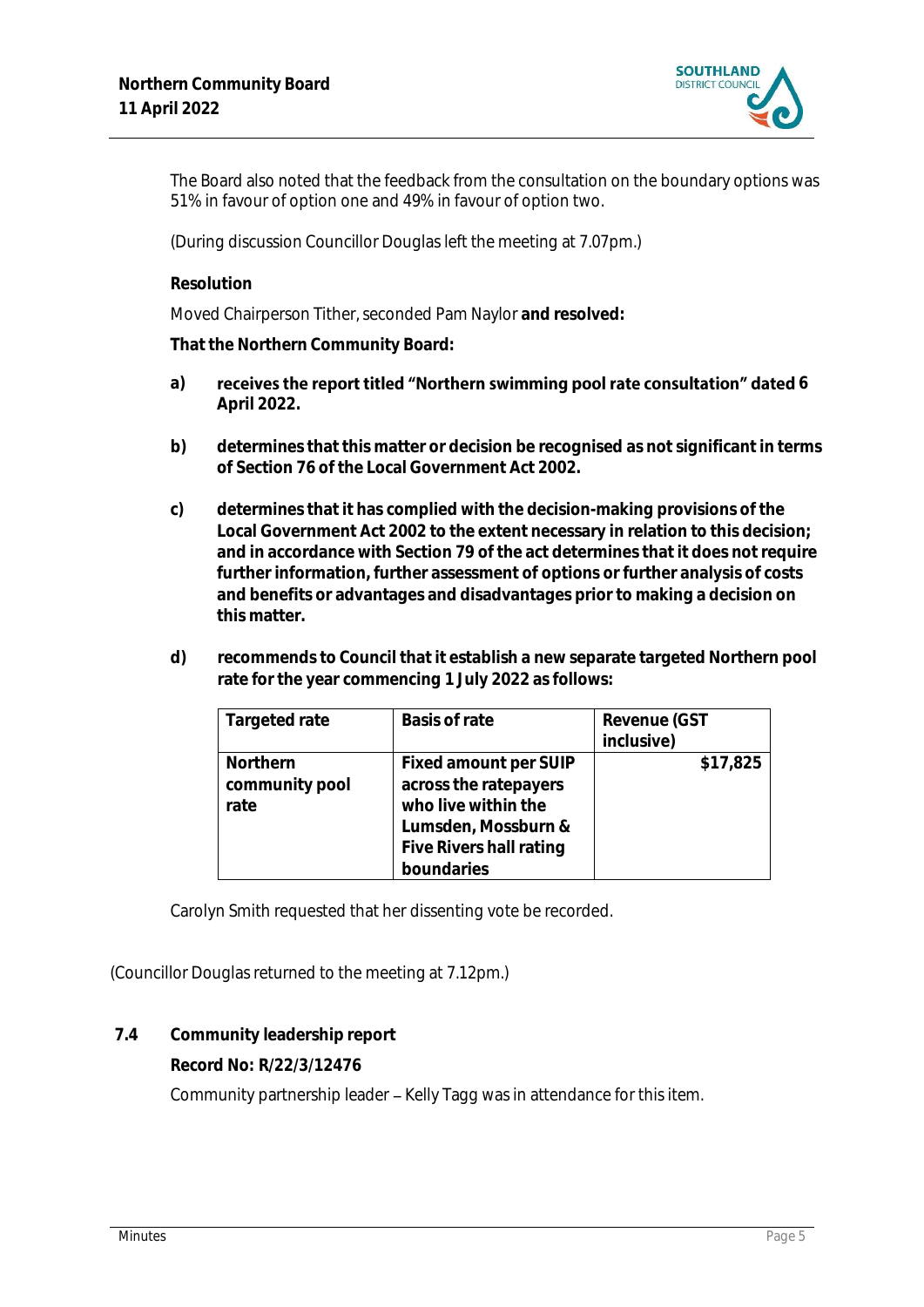The Board also noted that the feedback from the consultation on the boundary options was 51% in favour of option one and 49% in favour of option two.

(During discussion Councillor Douglas left the meeting at 7.07pm.)

**Resolution**

Moved Chairperson Tither, seconded Pam Naylor **and resolved:**

**That the Northern Community Board:**

**a) receives the report titled "Northern swimming pool rate consultation" dated 6 April 2022.**

**b) determines that this matter or decision be recognised as not significant in terms of Section 76 of the Local Government Act 2002.**

**c) determines that it has complied with the decision-making provisions of the Local Government Act 2002 to the extent necessary in relation to this decision; and in accordance with Section 79 of the act determines that it does not require further information, further assessment of options or further analysis of costs and benefits or advantages and disadvantages prior to making a decision on this matter.**

**d) recommends to Council that it establish a new separate targeted Northern pool rate for the year commencing 1 July 2022 as follows:**

| Targeted rate | Basis of rate | Revenue (GST inclusive) |
|---|---|---|
| Northern community pool rate | Fixed amount per SUIP across the ratepayers who live within the Lumsden, Mossburn & Five Rivers hall rating boundaries | $17,825 |

Carolyn Smith requested that her dissenting vote be recorded.

(Councillor Douglas returned to the meeting at 7.12pm.)

### 7.4 Community leadership report

**Record No: R/22/3/12476**

Community partnership leader – Kelly Tagg was in attendance for this item.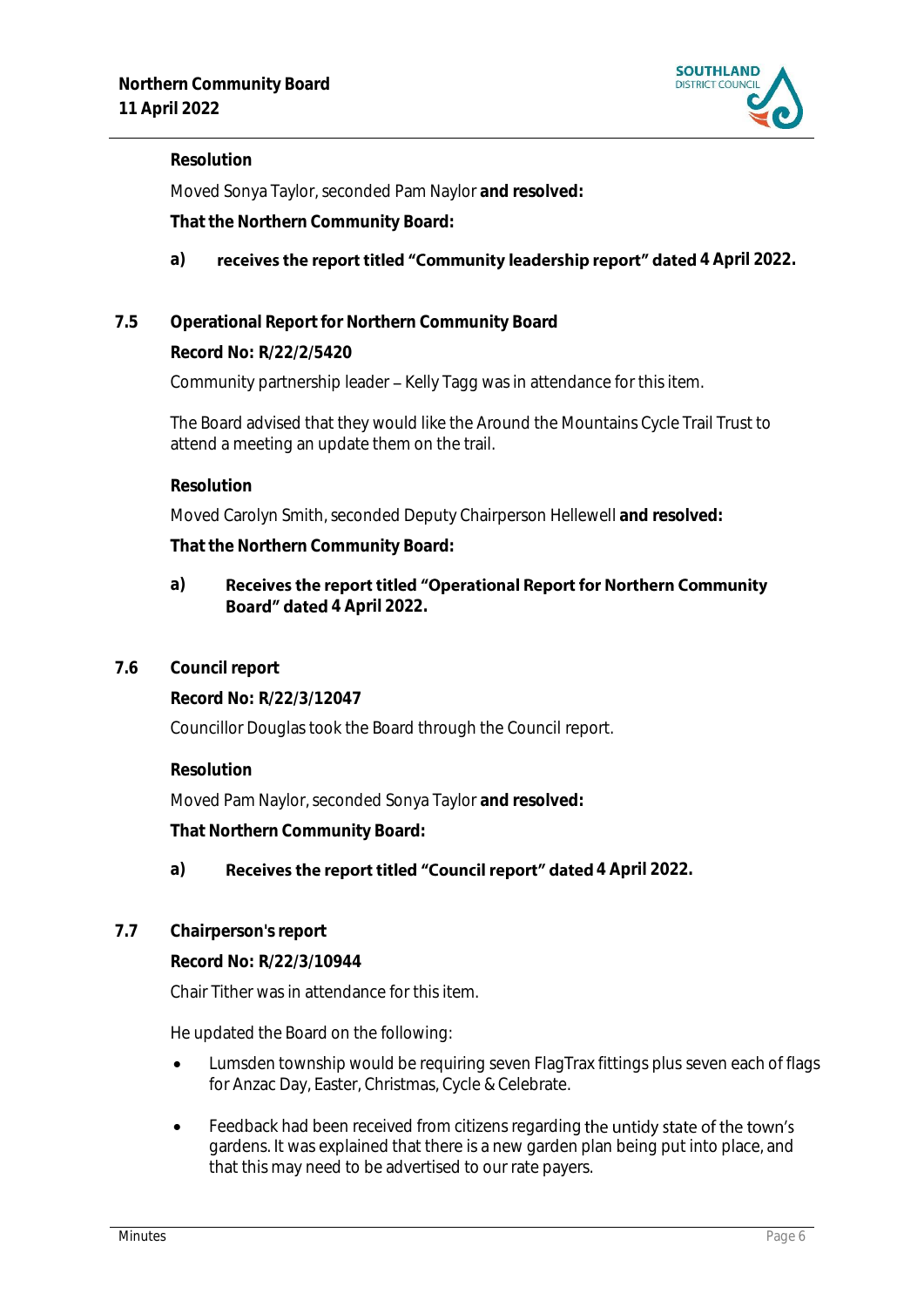**Resolution**

Moved Sonya Taylor, seconded Pam Naylor **and resolved:**

**That the Northern Community Board:**

**a)** **receives the report titled "Community leadership report" dated 4 April 2022.**

## 7.5 Operational Report for Northern Community Board

**Record No: R/22/2/5420**

Community partnership leader – Kelly Tagg was in attendance for this item.

The Board advised that they would like the Around the Mountains Cycle Trail Trust to attend a meeting an update them on the trail.

**Resolution**

Moved Carolyn Smith, seconded Deputy Chairperson Hellewell **and resolved:**

**That the Northern Community Board:**

**a)** **Receives the report titled "Operational Report for Northern Community Board" dated 4 April 2022.**

## 7.6 Council report

**Record No: R/22/3/12047**

Councillor Douglas took the Board through the Council report.

**Resolution**

Moved Pam Naylor, seconded Sonya Taylor **and resolved:**

**That Northern Community Board:**

**a)** **Receives the report titled "Council report" dated 4 April 2022.**

## 7.7 Chairperson's report

**Record No: R/22/3/10944**

Chair Tither was in attendance for this item.

He updated the Board on the following:

- Lumsden township would be requiring seven FlagTrax fittings plus seven each of flags for Anzac Day, Easter, Christmas, Cycle & Celebrate.
- Feedback had been received from citizens regarding the untidy state of the town's gardens. It was explained that there is a new garden plan being put into place, and that this may need to be advertised to our rate payers.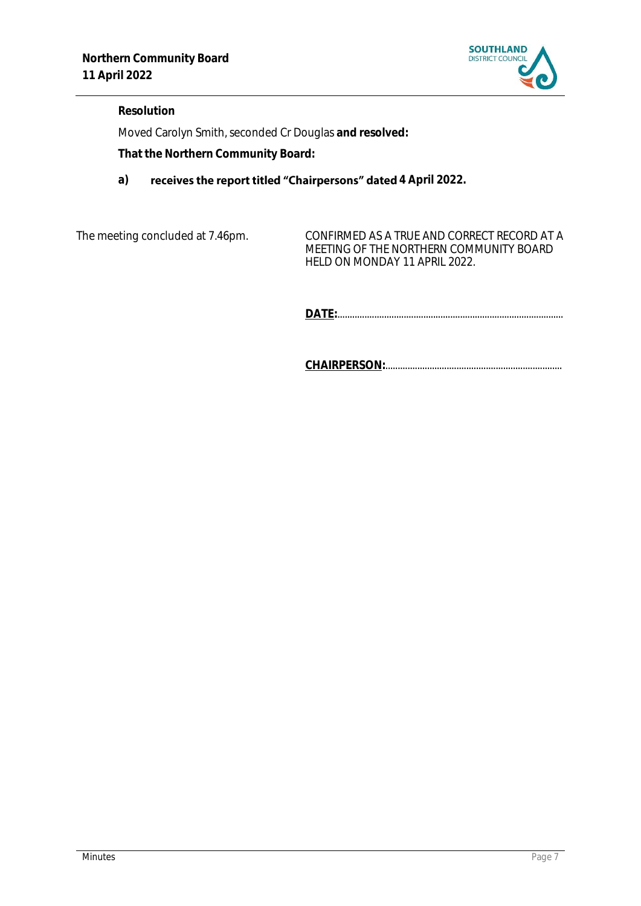**Resolution**

Moved Carolyn Smith, seconded Cr Douglas **and resolved:**

**That the Northern Community Board:**

**a) receives the report titled "Chairpersons" dated 4 April 2022.**

The meeting concluded at 7.46pm.

CONFIRMED AS A TRUE AND CORRECT RECORD AT A MEETING OF THE NORTHERN COMMUNITY BOARD HELD ON MONDAY 11 APRIL 2022.

**DATE:**...........................................................................................

**CHAIRPERSON:**.......................................................................